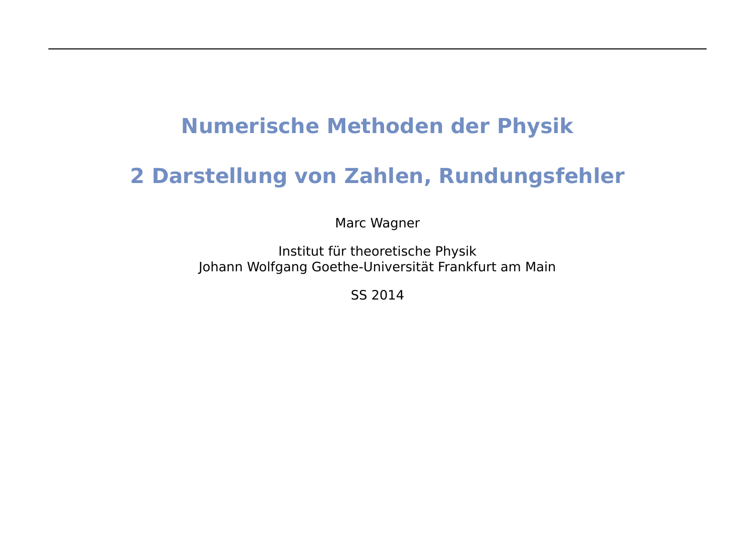# Numerische Methoden der Physik

# 2 Darstellung von Zahlen, Rundungsfehler

Marc Wagner

Institut für theoretische Physik
Johann Wolfgang Goethe-Universität Frankfurt am Main

SS 2014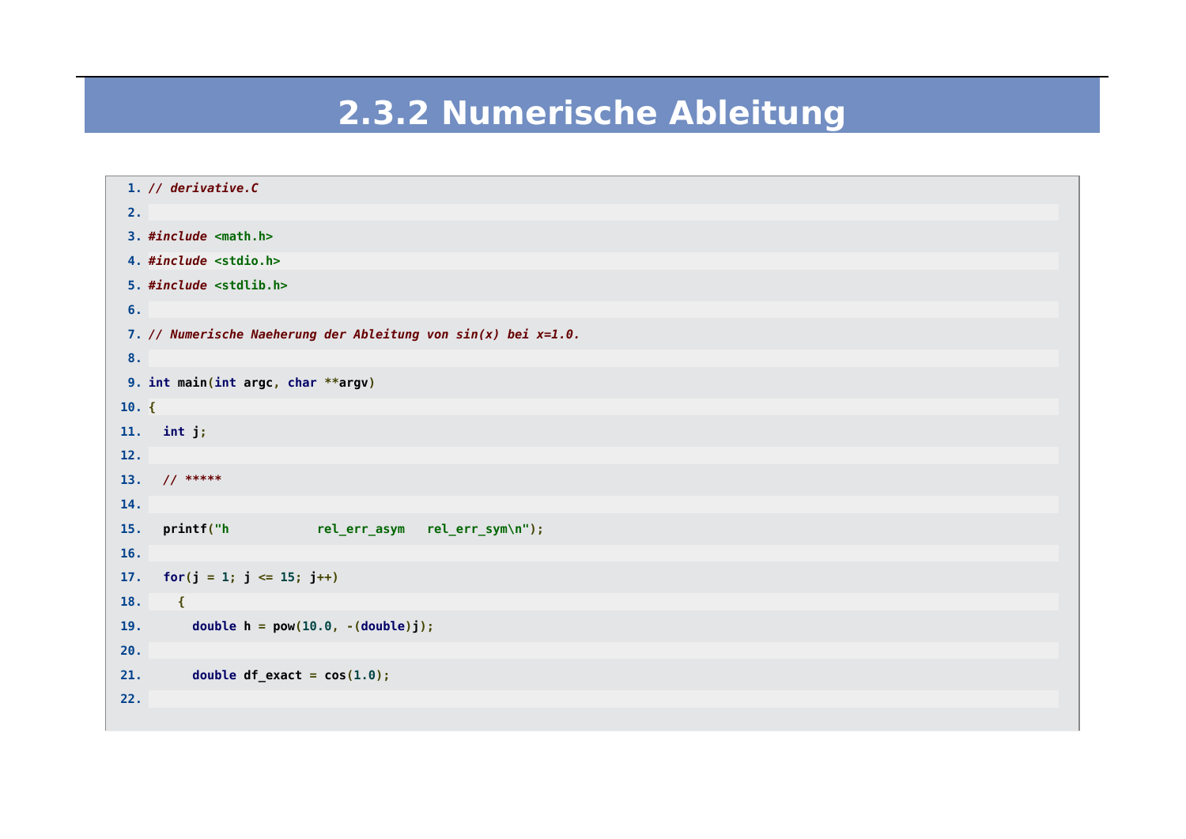# 2.3.2 Numerische Ableitung

```
1. // derivative.C
2. 
3. #include <math.h>
4. #include <stdio.h>
5. #include <stdlib.h>
6. 
7. // Numerische Naeherung der Ableitung von sin(x) bei x=1.0.
8. 
9. int main(int argc, char **argv)
10. {
11.   int j;
12. 
13.   // *****
14. 
15.   printf("h            rel_err_asym   rel_err_sym\n");
16. 
17.   for(j = 1; j <= 15; j++)
18.     {
19.       double h = pow(10.0, -(double)j);
20. 
21.       double df_exact = cos(1.0);
22. 
```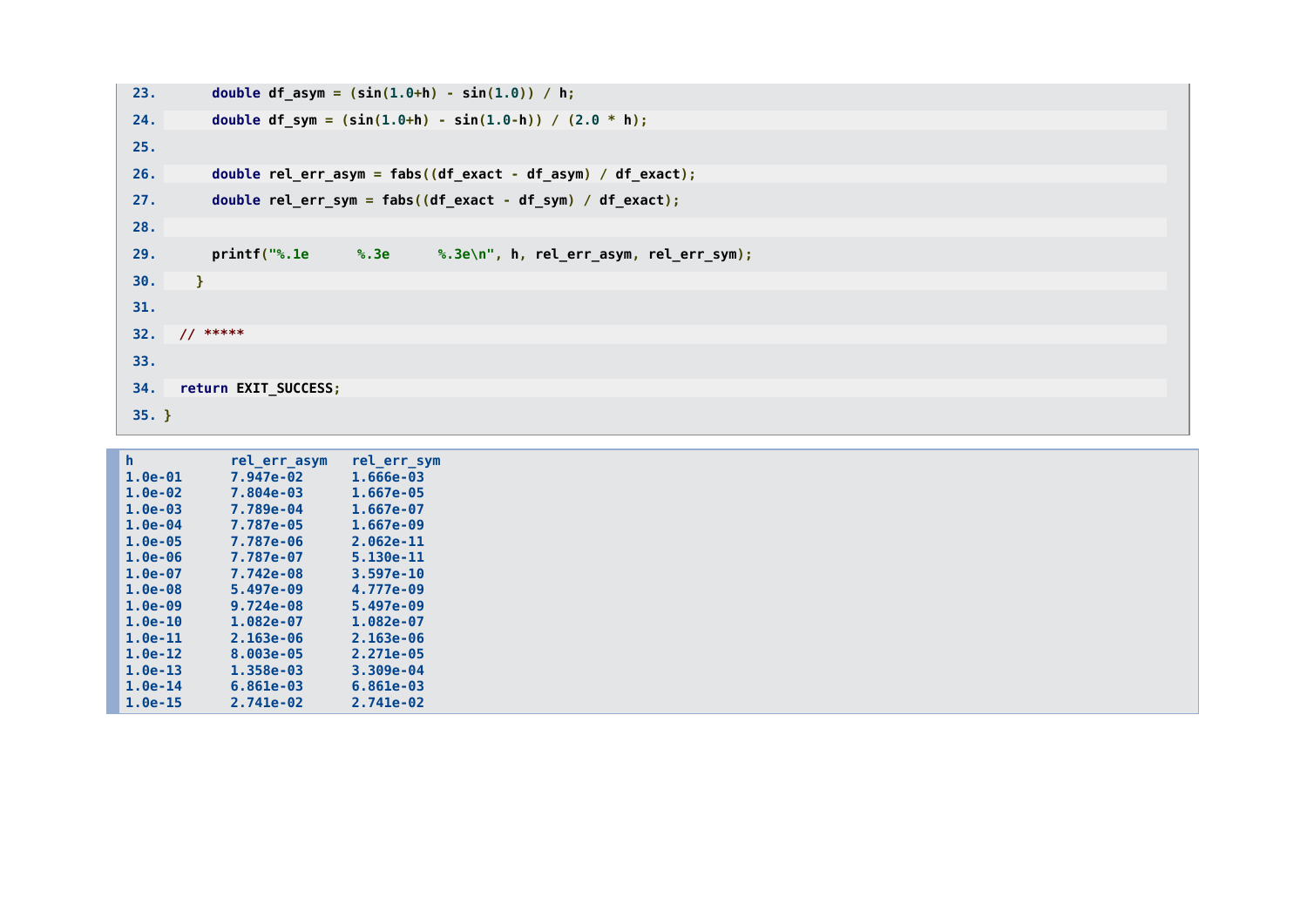```c
23.      double df_asym = (sin(1.0+h) - sin(1.0)) / h;
24.      double df_sym = (sin(1.0+h) - sin(1.0-h)) / (2.0 * h);
25.
26.      double rel_err_asym = fabs((df_exact - df_asym) / df_exact);
27.      double rel_err_sym = fabs((df_exact - df_sym) / df_exact);
28.
29.      printf("%.1e      %.3e      %.3e\n", h, rel_err_asym, rel_err_sym);
30.    }
31.
32.  // *****
33.
34.  return EXIT_SUCCESS;
35. }
```

```
h           rel_err_asym   rel_err_sym
1.0e-01     7.947e-02      1.666e-03
1.0e-02     7.804e-03      1.667e-05
1.0e-03     7.789e-04      1.667e-07
1.0e-04     7.787e-05      1.667e-09
1.0e-05     7.787e-06      2.062e-11
1.0e-06     7.787e-07      5.130e-11
1.0e-07     7.742e-08      3.597e-10
1.0e-08     5.497e-09      4.777e-09
1.0e-09     9.724e-08      5.497e-09
1.0e-10     1.082e-07      1.082e-07
1.0e-11     2.163e-06      2.163e-06
1.0e-12     8.003e-05      2.271e-05
1.0e-13     1.358e-03      3.309e-04
1.0e-14     6.861e-03      6.861e-03
1.0e-15     2.741e-02      2.741e-02
```